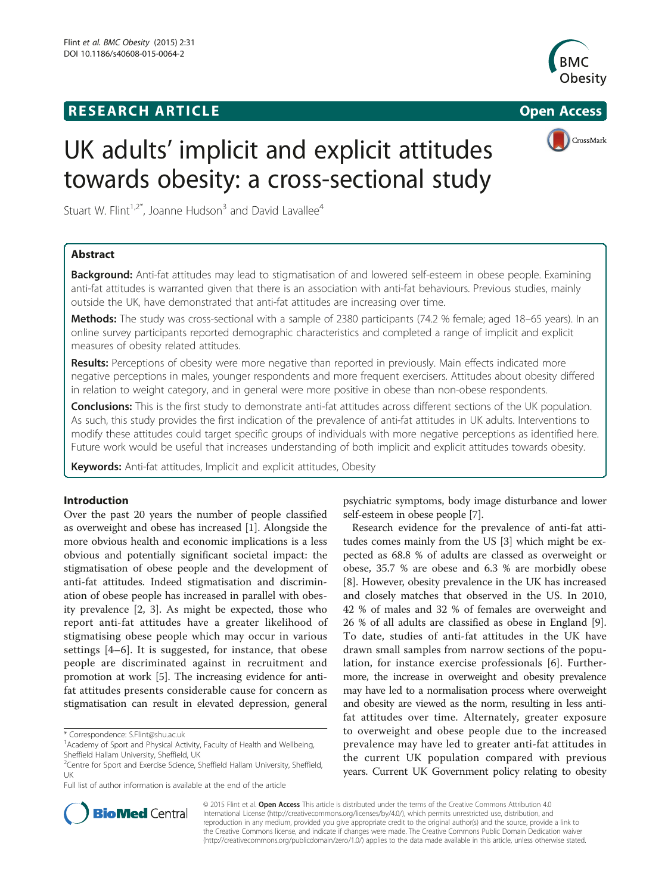**RESEARCH ARTICLE** **Open Access**

# UK adults' implicit and explicit attitudes towards obesity: a cross-sectional study

Stuart W. Flint[1,2*], Joanne Hudson[3] and David Lavallee[4]

## Abstract

**Background:** Anti-fat attitudes may lead to stigmatisation of and lowered self-esteem in obese people. Examining anti-fat attitudes is warranted given that there is an association with anti-fat behaviours. Previous studies, mainly outside the UK, have demonstrated that anti-fat attitudes are increasing over time.

**Methods:** The study was cross-sectional with a sample of 2380 participants (74.2 % female; aged 18–65 years). In an online survey participants reported demographic characteristics and completed a range of implicit and explicit measures of obesity related attitudes.

**Results:** Perceptions of obesity were more negative than reported in previously. Main effects indicated more negative perceptions in males, younger respondents and more frequent exercisers. Attitudes about obesity differed in relation to weight category, and in general were more positive in obese than non-obese respondents.

**Conclusions:** This is the first study to demonstrate anti-fat attitudes across different sections of the UK population. As such, this study provides the first indication of the prevalence of anti-fat attitudes in UK adults. Interventions to modify these attitudes could target specific groups of individuals with more negative perceptions as identified here. Future work would be useful that increases understanding of both implicit and explicit attitudes towards obesity.

**Keywords:** Anti-fat attitudes, Implicit and explicit attitudes, Obesity

## Introduction

Over the past 20 years the number of people classified as overweight and obese has increased [1]. Alongside the more obvious health and economic implications is a less obvious and potentially significant societal impact: the stigmatisation of obese people and the development of anti-fat attitudes. Indeed stigmatisation and discrimination of obese people has increased in parallel with obesity prevalence [2, 3]. As might be expected, those who report anti-fat attitudes have a greater likelihood of stigmatising obese people which may occur in various settings [4–6]. It is suggested, for instance, that obese people are discriminated against in recruitment and promotion at work [5]. The increasing evidence for anti-fat attitudes presents considerable cause for concern as stigmatisation can result in elevated depression, general psychiatric symptoms, body image disturbance and lower self-esteem in obese people [7].

Research evidence for the prevalence of anti-fat attitudes comes mainly from the US [3] which might be expected as 68.8 % of adults are classed as overweight or obese, 35.7 % are obese and 6.3 % are morbidly obese [8]. However, obesity prevalence in the UK has increased and closely matches that observed in the US. In 2010, 42 % of males and 32 % of females are overweight and 26 % of all adults are classified as obese in England [9]. To date, studies of anti-fat attitudes in the UK have drawn small samples from narrow sections of the population, for instance exercise professionals [6]. Furthermore, the increase in overweight and obesity prevalence may have led to a normalisation process where overweight and obesity are viewed as the norm, resulting in less anti-fat attitudes over time. Alternately, greater exposure to overweight and obese people due to the increased prevalence may have led to greater anti-fat attitudes in the current UK population compared with previous years. Current UK Government policy relating to obesity

\* Correspondence: S.Flint@shu.ac.uk

[1]Academy of Sport and Physical Activity, Faculty of Health and Wellbeing, Sheffield Hallam University, Sheffield, UK

[2]Centre for Sport and Exercise Science, Sheffield Hallam University, Sheffield, UK

Full list of author information is available at the end of the article

© 2015 Flint et al. **Open Access** This article is distributed under the terms of the Creative Commons Attribution 4.0 International License (http://creativecommons.org/licenses/by/4.0/), which permits unrestricted use, distribution, and reproduction in any medium, provided you give appropriate credit to the original author(s) and the source, provide a link to the Creative Commons license, and indicate if changes were made. The Creative Commons Public Domain Dedication waiver (http://creativecommons.org/publicdomain/zero/1.0/) applies to the data made available in this article, unless otherwise stated.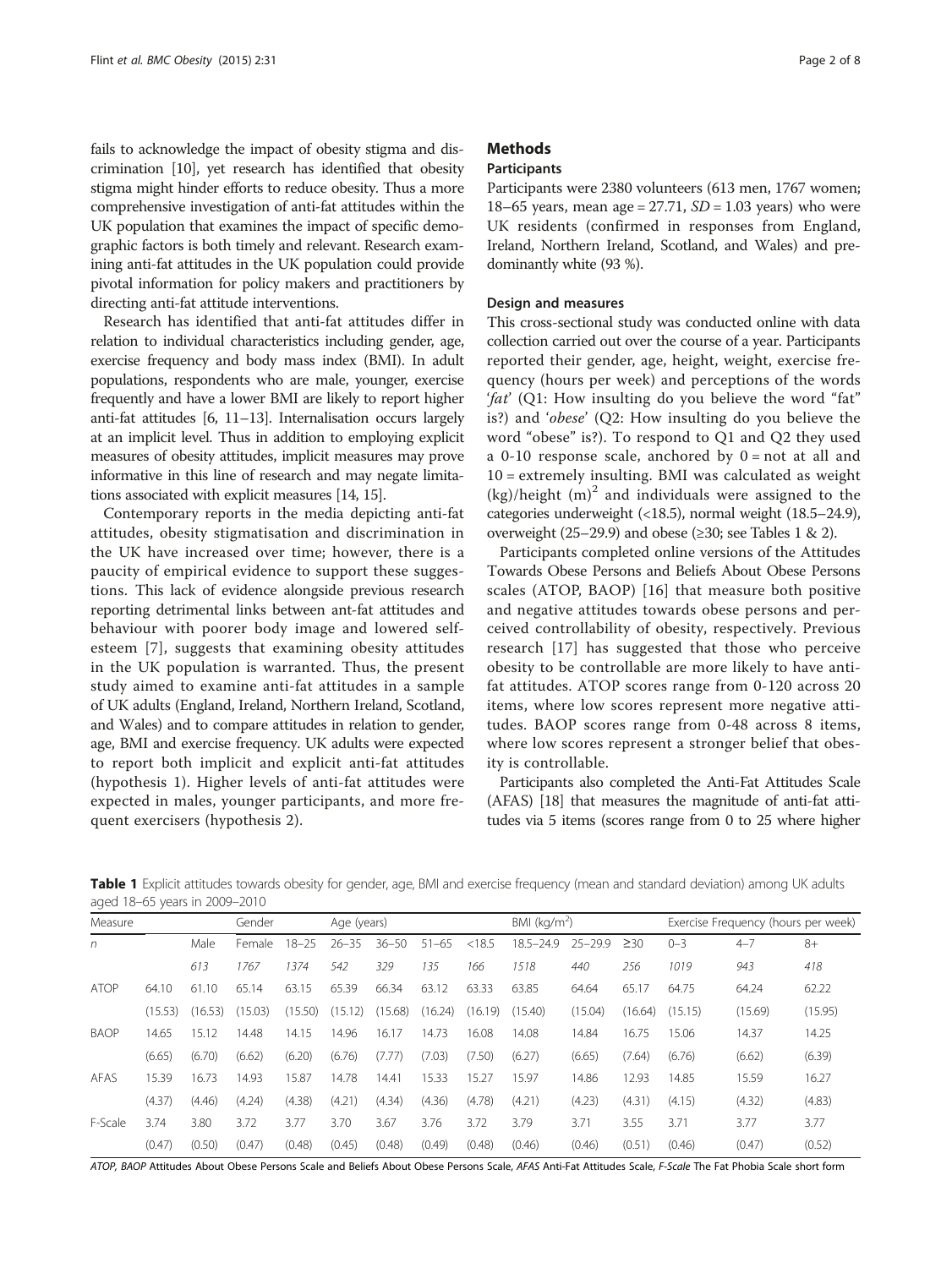fails to acknowledge the impact of obesity stigma and discrimination [10], yet research has identified that obesity stigma might hinder efforts to reduce obesity. Thus a more comprehensive investigation of anti-fat attitudes within the UK population that examines the impact of specific demographic factors is both timely and relevant. Research examining anti-fat attitudes in the UK population could provide pivotal information for policy makers and practitioners by directing anti-fat attitude interventions.

Research has identified that anti-fat attitudes differ in relation to individual characteristics including gender, age, exercise frequency and body mass index (BMI). In adult populations, respondents who are male, younger, exercise frequently and have a lower BMI are likely to report higher anti-fat attitudes [6, 11–13]. Internalisation occurs largely at an implicit level. Thus in addition to employing explicit measures of obesity attitudes, implicit measures may prove informative in this line of research and may negate limitations associated with explicit measures [14, 15].

Contemporary reports in the media depicting anti-fat attitudes, obesity stigmatisation and discrimination in the UK have increased over time; however, there is a paucity of empirical evidence to support these suggestions. This lack of evidence alongside previous research reporting detrimental links between ant-fat attitudes and behaviour with poorer body image and lowered self-esteem [7], suggests that examining obesity attitudes in the UK population is warranted. Thus, the present study aimed to examine anti-fat attitudes in a sample of UK adults (England, Ireland, Northern Ireland, Scotland, and Wales) and to compare attitudes in relation to gender, age, BMI and exercise frequency. UK adults were expected to report both implicit and explicit anti-fat attitudes (hypothesis 1). Higher levels of anti-fat attitudes were expected in males, younger participants, and more frequent exercisers (hypothesis 2).

## Methods

### Participants

Participants were 2380 volunteers (613 men, 1767 women; 18–65 years, mean age = 27.71, *SD* = 1.03 years) who were UK residents (confirmed in responses from England, Ireland, Northern Ireland, Scotland, and Wales) and predominantly white (93 %).

### Design and measures

This cross-sectional study was conducted online with data collection carried out over the course of a year. Participants reported their gender, age, height, weight, exercise frequency (hours per week) and perceptions of the words '*fat*' (Q1: How insulting do you believe the word "fat" is?) and '*obese*' (Q2: How insulting do you believe the word "obese" is?). To respond to Q1 and Q2 they used a 0-10 response scale, anchored by 0 = not at all and 10 = extremely insulting. BMI was calculated as weight (kg)/height $(m)^2$ and individuals were assigned to the categories underweight (<18.5), normal weight (18.5–24.9), overweight (25–29.9) and obese (≥30; see Tables 1 & 2).

Participants completed online versions of the Attitudes Towards Obese Persons and Beliefs About Obese Persons scales (ATOP, BAOP) [16] that measure both positive and negative attitudes towards obese persons and perceived controllability of obesity, respectively. Previous research [17] has suggested that those who perceive obesity to be controllable are more likely to have anti-fat attitudes. ATOP scores range from 0-120 across 20 items, where low scores represent more negative attitudes. BAOP scores range from 0-48 across 8 items, where low scores represent a stronger belief that obesity is controllable.

Participants also completed the Anti-Fat Attitudes Scale (AFAS) [18] that measures the magnitude of anti-fat attitudes via 5 items (scores range from 0 to 25 where higher

**Table 1** Explicit attitudes towards obesity for gender, age, BMI and exercise frequency (mean and standard deviation) among UK adults aged 18–65 years in 2009–2010

| Measure | | Gender | | Age (years) | | | | BMI (kg/m$^2$) | | | | Exercise Frequency (hours per week) | | |
|---|---|---|---|---|---|---|---|---|---|---|---|---|---|---|
| *n* | | Male | Female | 18–25 | 26–35 | 36–50 | 51–65 | <18.5 | 18.5–24.9 | 25–29.9 | ≥30 | 0–3 | 4–7 | 8+ |
| | | *613* | *1767* | *1374* | *542* | *329* | *135* | *166* | *1518* | *440* | *256* | *1019* | *943* | *418* |
| ATOP | 64.10 | 61.10 | 65.14 | 63.15 | 65.39 | 66.34 | 63.12 | 63.33 | 63.85 | 64.64 | 65.17 | 64.75 | 64.24 | 62.22 |
| | (15.53) | (16.53) | (15.03) | (15.50) | (15.12) | (15.68) | (16.24) | (16.19) | (15.40) | (15.04) | (16.64) | (15.15) | (15.69) | (15.95) |
| BAOP | 14.65 | 15.12 | 14.48 | 14.15 | 14.96 | 16.17 | 14.73 | 16.08 | 14.08 | 14.84 | 16.75 | 15.06 | 14.37 | 14.25 |
| | (6.65) | (6.70) | (6.62) | (6.20) | (6.76) | (7.77) | (7.03) | (7.50) | (6.27) | (6.65) | (7.64) | (6.76) | (6.62) | (6.39) |
| AFAS | 15.39 | 16.73 | 14.93 | 15.87 | 14.78 | 14.41 | 15.33 | 15.27 | 15.97 | 14.86 | 12.93 | 14.85 | 15.59 | 16.27 |
| | (4.37) | (4.46) | (4.24) | (4.38) | (4.21) | (4.34) | (4.36) | (4.78) | (4.21) | (4.23) | (4.31) | (4.15) | (4.32) | (4.83) |
| F-Scale | 3.74 | 3.80 | 3.72 | 3.77 | 3.70 | 3.67 | 3.76 | 3.72 | 3.79 | 3.71 | 3.55 | 3.71 | 3.77 | 3.77 |
| | (0.47) | (0.50) | (0.47) | (0.48) | (0.45) | (0.48) | (0.49) | (0.48) | (0.46) | (0.46) | (0.51) | (0.46) | (0.47) | (0.52) |

*ATOP, BAOP* Attitudes About Obese Persons Scale and Beliefs About Obese Persons Scale, *AFAS* Anti-Fat Attitudes Scale, *F-Scale* The Fat Phobia Scale short form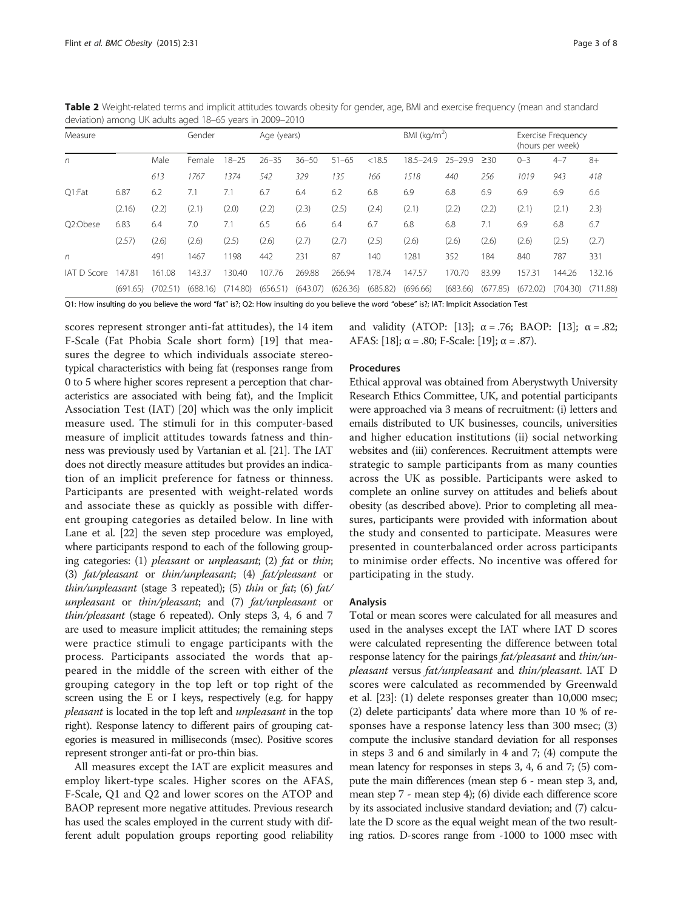**Table 2** Weight-related terms and implicit attitudes towards obesity for gender, age, BMI and exercise frequency (mean and standard deviation) among UK adults aged 18–65 years in 2009–2010

| Measure | | Gender | | Age (years) | | | | BMI (kg/m$^2$) | | | | Exercise Frequency (hours per week) | | |
|---|---|---|---|---|---|---|---|---|---|---|---|---|---|---|
| *n* | | Male | Female | 18–25 | 26–35 | 36–50 | 51–65 | <18.5 | 18.5–24.9 | 25–29.9 | ≥30 | 0–3 | 4–7 | 8+ |
| | | *613* | *1767* | *1374* | *542* | *329* | *135* | *166* | *1518* | *440* | *256* | *1019* | *943* | *418* |
| Q1:Fat | 6.87 | 6.2 | 7.1 | 7.1 | 6.7 | 6.4 | 6.2 | 6.8 | 6.9 | 6.8 | 6.9 | 6.9 | 6.9 | 6.6 |
| | (2.16) | (2.2) | (2.1) | (2.0) | (2.2) | (2.3) | (2.5) | (2.4) | (2.1) | (2.2) | (2.2) | (2.1) | (2.1) | 2.3) |
| Q2:Obese | 6.83 | 6.4 | 7.0 | 7.1 | 6.5 | 6.6 | 6.4 | 6.7 | 6.8 | 6.8 | 7.1 | 6.9 | 6.8 | 6.7 |
| | (2.57) | (2.6) | (2.6) | (2.5) | (2.6) | (2.7) | (2.7) | (2.5) | (2.6) | (2.6) | (2.6) | (2.6) | (2.5) | (2.7) |
| *n* | | 491 | 1467 | 1198 | 442 | 231 | 87 | 140 | 1281 | 352 | 184 | 840 | 787 | 331 |
| IAT D Score | 147.81 | 161.08 | 143.37 | 130.40 | 107.76 | 269.88 | 266.94 | 178.74 | 147.57 | 170.70 | 83.99 | 157.31 | 144.26 | 132.16 |
| | (691.65) | (702.51) | (688.16) | (714.80) | (656.51) | (643.07) | (626.36) | (685.82) | (696.66) | (683.66) | (677.85) | (672.02) | (704.30) | (711.88) |

Q1: How insulting do you believe the word "fat" is?; Q2: How insulting do you believe the word "obese" is?; IAT: Implicit Association Test

scores represent stronger anti-fat attitudes), the 14 item F-Scale (Fat Phobia Scale short form) [19] that measures the degree to which individuals associate stereotypical characteristics with being fat (responses range from 0 to 5 where higher scores represent a perception that characteristics are associated with being fat), and the Implicit Association Test (IAT) [20] which was the only implicit measure used. The stimuli for in this computer-based measure of implicit attitudes towards fatness and thinness was previously used by Vartanian et al. [21]. The IAT does not directly measure attitudes but provides an indication of an implicit preference for fatness or thinness. Participants are presented with weight-related words and associate these as quickly as possible with different grouping categories as detailed below. In line with Lane et al. [22] the seven step procedure was employed, where participants respond to each of the following grouping categories: (1) *pleasant* or *unpleasant*; (2) *fat* or *thin*; (3) *fat/pleasant* or *thin/unpleasant*; (4) *fat/pleasant* or *thin/unpleasant* (stage 3 repeated); (5) *thin* or *fat*; (6) *fat/unpleasant* or *thin/pleasant*; and (7) *fat/unpleasant* or *thin/pleasant* (stage 6 repeated). Only steps 3, 4, 6 and 7 are used to measure implicit attitudes; the remaining steps were practice stimuli to engage participants with the process. Participants associated the words that appeared in the middle of the screen with either of the grouping category in the top left or top right of the screen using the E or I keys, respectively (e.g. for happy *pleasant* is located in the top left and *unpleasant* in the top right). Response latency to different pairs of grouping categories is measured in milliseconds (msec). Positive scores represent stronger anti-fat or pro-thin bias.

All measures except the IAT are explicit measures and employ likert-type scales. Higher scores on the AFAS, F-Scale, Q1 and Q2 and lower scores on the ATOP and BAOP represent more negative attitudes. Previous research has used the scales employed in the current study with different adult population groups reporting good reliability and validity (ATOP: [13]; α = .76; BAOP: [13]; α = .82; AFAS: [18]; α = .80; F-Scale: [19]; α = .87).

### Procedures

Ethical approval was obtained from Aberystwyth University Research Ethics Committee, UK, and potential participants were approached via 3 means of recruitment: (i) letters and emails distributed to UK businesses, councils, universities and higher education institutions (ii) social networking websites and (iii) conferences. Recruitment attempts were strategic to sample participants from as many counties across the UK as possible. Participants were asked to complete an online survey on attitudes and beliefs about obesity (as described above). Prior to completing all measures, participants were provided with information about the study and consented to participate. Measures were presented in counterbalanced order across participants to minimise order effects. No incentive was offered for participating in the study.

### Analysis

Total or mean scores were calculated for all measures and used in the analyses except the IAT where IAT D scores were calculated representing the difference between total response latency for the pairings *fat/pleasant* and *thin/unpleasant* versus *fat/unpleasant* and *thin/pleasant*. IAT D scores were calculated as recommended by Greenwald et al. [23]: (1) delete responses greater than 10,000 msec; (2) delete participants' data where more than 10 % of responses have a response latency less than 300 msec; (3) compute the inclusive standard deviation for all responses in steps 3 and 6 and similarly in 4 and 7; (4) compute the mean latency for responses in steps 3, 4, 6 and 7; (5) compute the main differences (mean step 6 - mean step 3, and, mean step 7 - mean step 4); (6) divide each difference score by its associated inclusive standard deviation; and (7) calculate the D score as the equal weight mean of the two resulting ratios. D-scores range from -1000 to 1000 msec with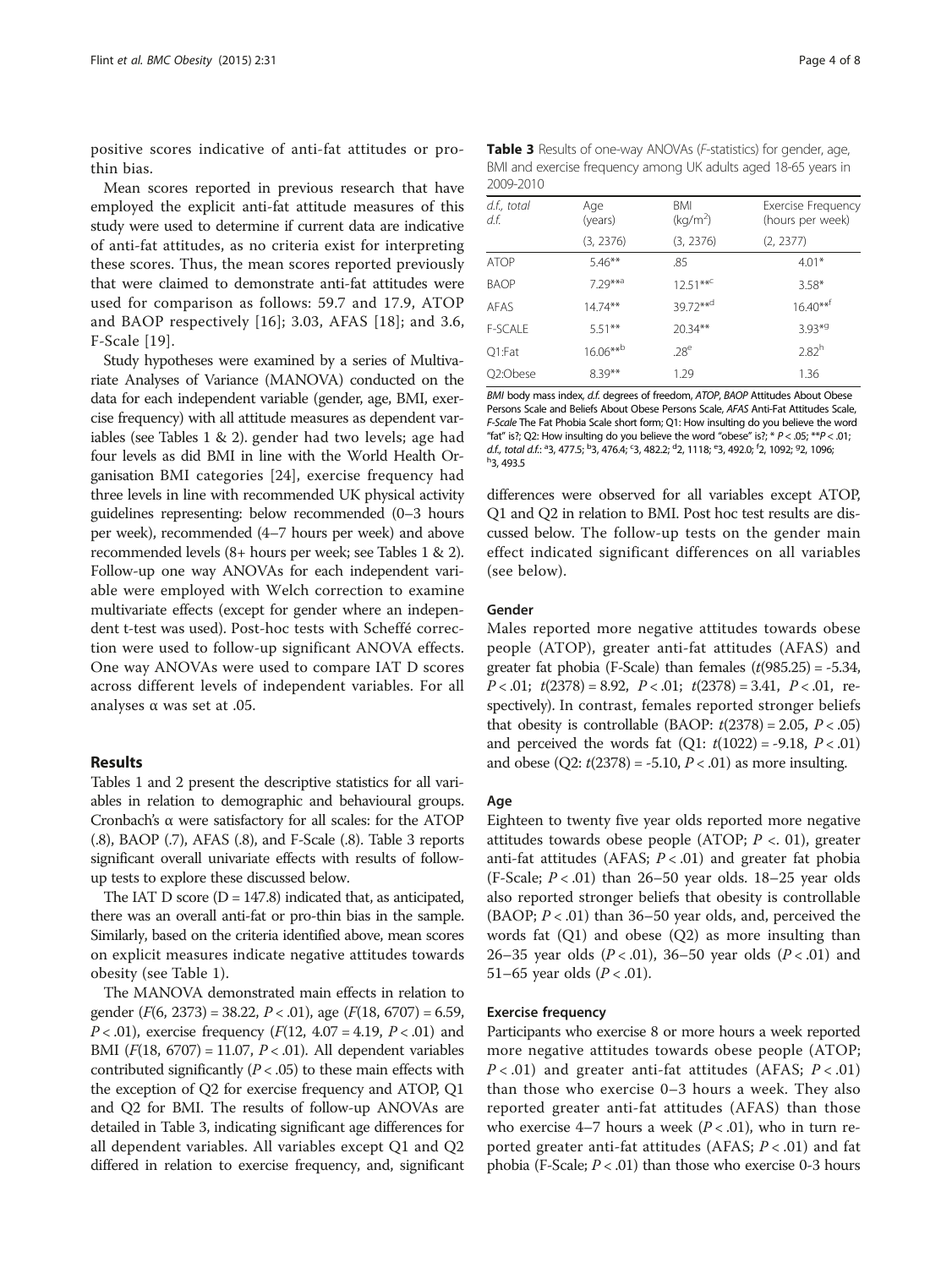positive scores indicative of anti-fat attitudes or pro-thin bias.

Mean scores reported in previous research that have employed the explicit anti-fat attitude measures of this study were used to determine if current data are indicative of anti-fat attitudes, as no criteria exist for interpreting these scores. Thus, the mean scores reported previously that were claimed to demonstrate anti-fat attitudes were used for comparison as follows: 59.7 and 17.9, ATOP and BAOP respectively [16]; 3.03, AFAS [18]; and 3.6, F-Scale [19].

Study hypotheses were examined by a series of Multivariate Analyses of Variance (MANOVA) conducted on the data for each independent variable (gender, age, BMI, exercise frequency) with all attitude measures as dependent variables (see Tables 1 & 2). gender had two levels; age had four levels as did BMI in line with the World Health Organisation BMI categories [24], exercise frequency had three levels in line with recommended UK physical activity guidelines representing: below recommended (0–3 hours per week), recommended (4–7 hours per week) and above recommended levels (8+ hours per week; see Tables 1 & 2). Follow-up one way ANOVAs for each independent variable were employed with Welch correction to examine multivariate effects (except for gender where an independent t-test was used). Post-hoc tests with Scheffé correction were used to follow-up significant ANOVA effects. One way ANOVAs were used to compare IAT D scores across different levels of independent variables. For all analyses α was set at .05.

## Results

Tables 1 and 2 present the descriptive statistics for all variables in relation to demographic and behavioural groups. Cronbach's α were satisfactory for all scales: for the ATOP (.8), BAOP (.7), AFAS (.8), and F-Scale (.8). Table 3 reports significant overall univariate effects with results of follow-up tests to explore these discussed below.

The IAT D score (D = 147.8) indicated that, as anticipated, there was an overall anti-fat or pro-thin bias in the sample. Similarly, based on the criteria identified above, mean scores on explicit measures indicate negative attitudes towards obesity (see Table 1).

The MANOVA demonstrated main effects in relation to gender ($F(6, 2373) = 38.22$, $P < .01$), age ($F(18, 6707) = 6.59$, $P < .01$), exercise frequency ($F(12, 4.07 = 4.19$, $P < .01$) and BMI ($F(18, 6707) = 11.07$, $P < .01$). All dependent variables contributed significantly ($P < .05$) to these main effects with the exception of Q2 for exercise frequency and ATOP, Q1 and Q2 for BMI. The results of follow-up ANOVAs are detailed in Table 3, indicating significant age differences for all dependent variables. All variables except Q1 and Q2 differed in relation to exercise frequency, and, significant differences were observed for all variables except ATOP, Q1 and Q2 in relation to BMI. Post hoc test results are discussed below. The follow-up tests on the gender main effect indicated significant differences on all variables (see below).

**Table 3** Results of one-way ANOVAs (*F*-statistics) for gender, age, BMI and exercise frequency among UK adults aged 18-65 years in 2009-2010

| *d.f., total d.f.* | Age (years) | BMI (kg/m$^2$) | Exercise Frequency (hours per week) |
|---|---|---|---|
| | (3, 2376) | (3, 2376) | (2, 2377) |
| ATOP | 5.46** | .85 | 4.01* |
| BAOP | 7.29**[a] | 12.51**[c] | 3.58* |
| AFAS | 14.74** | 39.72**[d] | 16.40**[f] |
| F-SCALE | 5.51** | 20.34** | 3.93*[g] |
| Q1:Fat | 16.06**[b] | .28[e] | 2.82[h] |
| Q2:Obese | 8.39** | 1.29 | 1.36 |

*BMI* body mass index, *d.f.* degrees of freedom, *ATOP*, *BAOP* Attitudes About Obese Persons Scale and Beliefs About Obese Persons Scale, *AFAS* Anti-Fat Attitudes Scale, *F-Scale* The Fat Phobia Scale short form; Q1: How insulting do you believe the word "fat" is?; Q2: How insulting do you believe the word "obese" is?; * $P < .05$; ** $P < .01$; *d.f., total d.f.*: [a]3, 477.5; [b]3, 476.4; [c]3, 482.2; [d]2, 1118; [e]3, 492.0; [f]2, 1092; [g]2, 1096; [h]3, 493.5

### Gender

Males reported more negative attitudes towards obese people (ATOP), greater anti-fat attitudes (AFAS) and greater fat phobia (F-Scale) than females ($t(985.25) = -5.34$, $P < .01$; $t(2378) = 8.92$, $P < .01$; $t(2378) = 3.41$, $P < .01$, respectively). In contrast, females reported stronger beliefs that obesity is controllable (BAOP: $t(2378) = 2.05$, $P < .05$) and perceived the words fat (Q1: $t(1022) = -9.18$, $P < .01$) and obese (Q2: $t(2378) = -5.10$, $P < .01$) as more insulting.

### Age

Eighteen to twenty five year olds reported more negative attitudes towards obese people (ATOP; $P <. 01$), greater anti-fat attitudes (AFAS; $P < .01$) and greater fat phobia (F-Scale; $P < .01$) than 26–50 year olds. 18–25 year olds also reported stronger beliefs that obesity is controllable (BAOP; $P < .01$) than 36–50 year olds, and, perceived the words fat (Q1) and obese (Q2) as more insulting than 26–35 year olds ($P < .01$), 36–50 year olds ($P < .01$) and 51–65 year olds ($P < .01$).

### Exercise frequency

Participants who exercise 8 or more hours a week reported more negative attitudes towards obese people (ATOP; $P < .01$) and greater anti-fat attitudes (AFAS; $P < .01$) than those who exercise 0–3 hours a week. They also reported greater anti-fat attitudes (AFAS) than those who exercise 4–7 hours a week ($P < .01$), who in turn reported greater anti-fat attitudes (AFAS; $P < .01$) and fat phobia (F-Scale; $P < .01$) than those who exercise 0-3 hours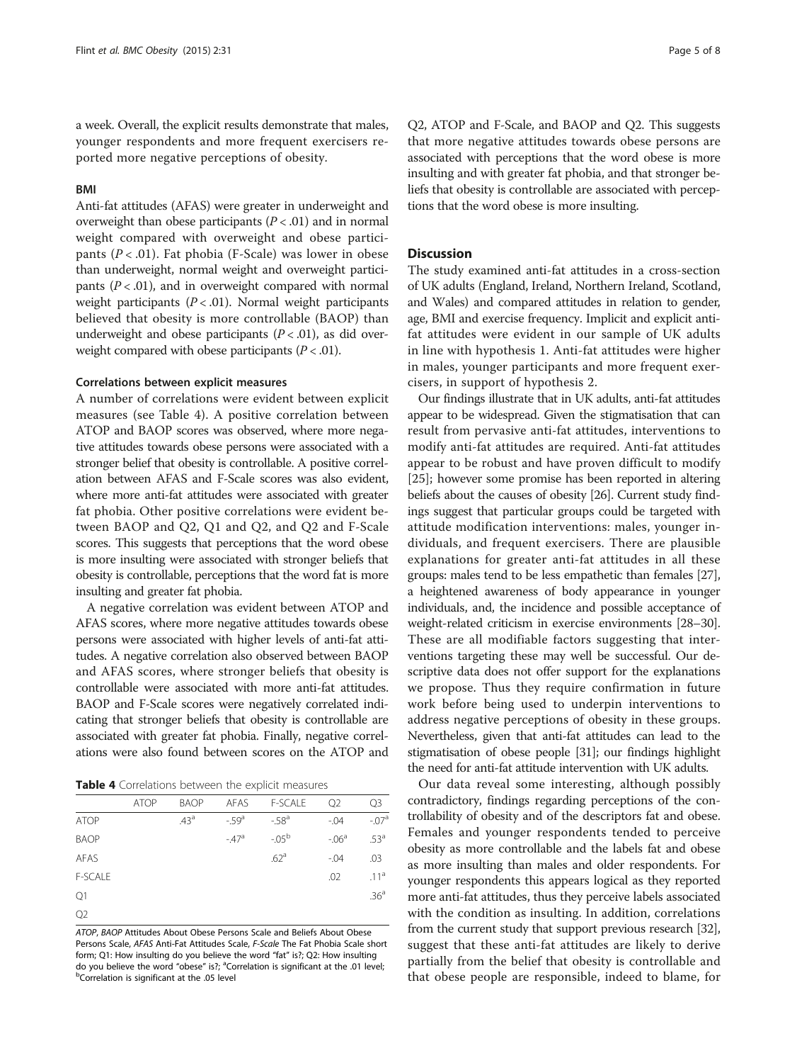a week. Overall, the explicit results demonstrate that males, younger respondents and more frequent exercisers reported more negative perceptions of obesity.

### BMI

Anti-fat attitudes (AFAS) were greater in underweight and overweight than obese participants ($P < .01$) and in normal weight compared with overweight and obese participants ($P < .01$). Fat phobia (F-Scale) was lower in obese than underweight, normal weight and overweight participants ($P < .01$), and in overweight compared with normal weight participants ($P < .01$). Normal weight participants believed that obesity is more controllable (BAOP) than underweight and obese participants ($P < .01$), as did overweight compared with obese participants ($P < .01$).

#### Correlations between explicit measures

A number of correlations were evident between explicit measures (see Table 4). A positive correlation between ATOP and BAOP scores was observed, where more negative attitudes towards obese persons were associated with a stronger belief that obesity is controllable. A positive correlation between AFAS and F-Scale scores was also evident, where more anti-fat attitudes were associated with greater fat phobia. Other positive correlations were evident between BAOP and Q2, Q1 and Q2, and Q2 and F-Scale scores. This suggests that perceptions that the word obese is more insulting were associated with stronger beliefs that obesity is controllable, perceptions that the word fat is more insulting and greater fat phobia.

A negative correlation was evident between ATOP and AFAS scores, where more negative attitudes towards obese persons were associated with higher levels of anti-fat attitudes. A negative correlation also observed between BAOP and AFAS scores, where stronger beliefs that obesity is controllable were associated with more anti-fat attitudes. BAOP and F-Scale scores were negatively correlated indicating that stronger beliefs that obesity is controllable are associated with greater fat phobia. Finally, negative correlations were also found between scores on the ATOP and Q2, ATOP and F-Scale, and BAOP and Q2. This suggests that more negative attitudes towards obese persons are associated with perceptions that the word obese is more insulting and with greater fat phobia, and that stronger beliefs that obesity is controllable are associated with perceptions that the word obese is more insulting.

**Table 4** Correlations between the explicit measures

| | ATOP | BAOP | AFAS | F-SCALE | Q2 | Q3 |
|---|---|---|---|---|---|---|
| ATOP | | .43[a] | -.59[a] | -.58[a] | -.04 | -.07[a] |
| BAOP | | | -.47[a] | -.05[b] | -.06[a] | .53[a] |
| AFAS | | | | .62[a] | -.04 | .03 |
| F-SCALE | | | | | .02 | .11[a] |
| Q1 | | | | | | .36[a] |
| Q2 | | | | | | |

*ATOP*, *BAOP* Attitudes About Obese Persons Scale and Beliefs About Obese Persons Scale, *AFAS* Anti-Fat Attitudes Scale, *F-Scale* The Fat Phobia Scale short form; Q1: How insulting do you believe the word "fat" is?; Q2: How insulting do you believe the word "obese" is?; [a]Correlation is significant at the .01 level; [b]Correlation is significant at the .05 level

## Discussion

The study examined anti-fat attitudes in a cross-section of UK adults (England, Ireland, Northern Ireland, Scotland, and Wales) and compared attitudes in relation to gender, age, BMI and exercise frequency. Implicit and explicit anti-fat attitudes were evident in our sample of UK adults in line with hypothesis 1. Anti-fat attitudes were higher in males, younger participants and more frequent exercisers, in support of hypothesis 2.

Our findings illustrate that in UK adults, anti-fat attitudes appear to be widespread. Given the stigmatisation that can result from pervasive anti-fat attitudes, interventions to modify anti-fat attitudes are required. Anti-fat attitudes appear to be robust and have proven difficult to modify [25]; however some promise has been reported in altering beliefs about the causes of obesity [26]. Current study findings suggest that particular groups could be targeted with attitude modification interventions: males, younger individuals, and frequent exercisers. There are plausible explanations for greater anti-fat attitudes in all these groups: males tend to be less empathetic than females [27], a heightened awareness of body appearance in younger individuals, and, the incidence and possible acceptance of weight-related criticism in exercise environments [28–30]. These are all modifiable factors suggesting that interventions targeting these may well be successful. Our descriptive data does not offer support for the explanations we propose. Thus they require confirmation in future work before being used to underpin interventions to address negative perceptions of obesity in these groups. Nevertheless, given that anti-fat attitudes can lead to the stigmatisation of obese people [31]; our findings highlight the need for anti-fat attitude intervention with UK adults.

Our data reveal some interesting, although possibly contradictory, findings regarding perceptions of the controllability of obesity and of the descriptors fat and obese. Females and younger respondents tended to perceive obesity as more controllable and the labels fat and obese as more insulting than males and older respondents. For younger respondents this appears logical as they reported more anti-fat attitudes, thus they perceive labels associated with the condition as insulting. In addition, correlations from the current study that support previous research [32], suggest that these anti-fat attitudes are likely to derive partially from the belief that obesity is controllable and that obese people are responsible, indeed to blame, for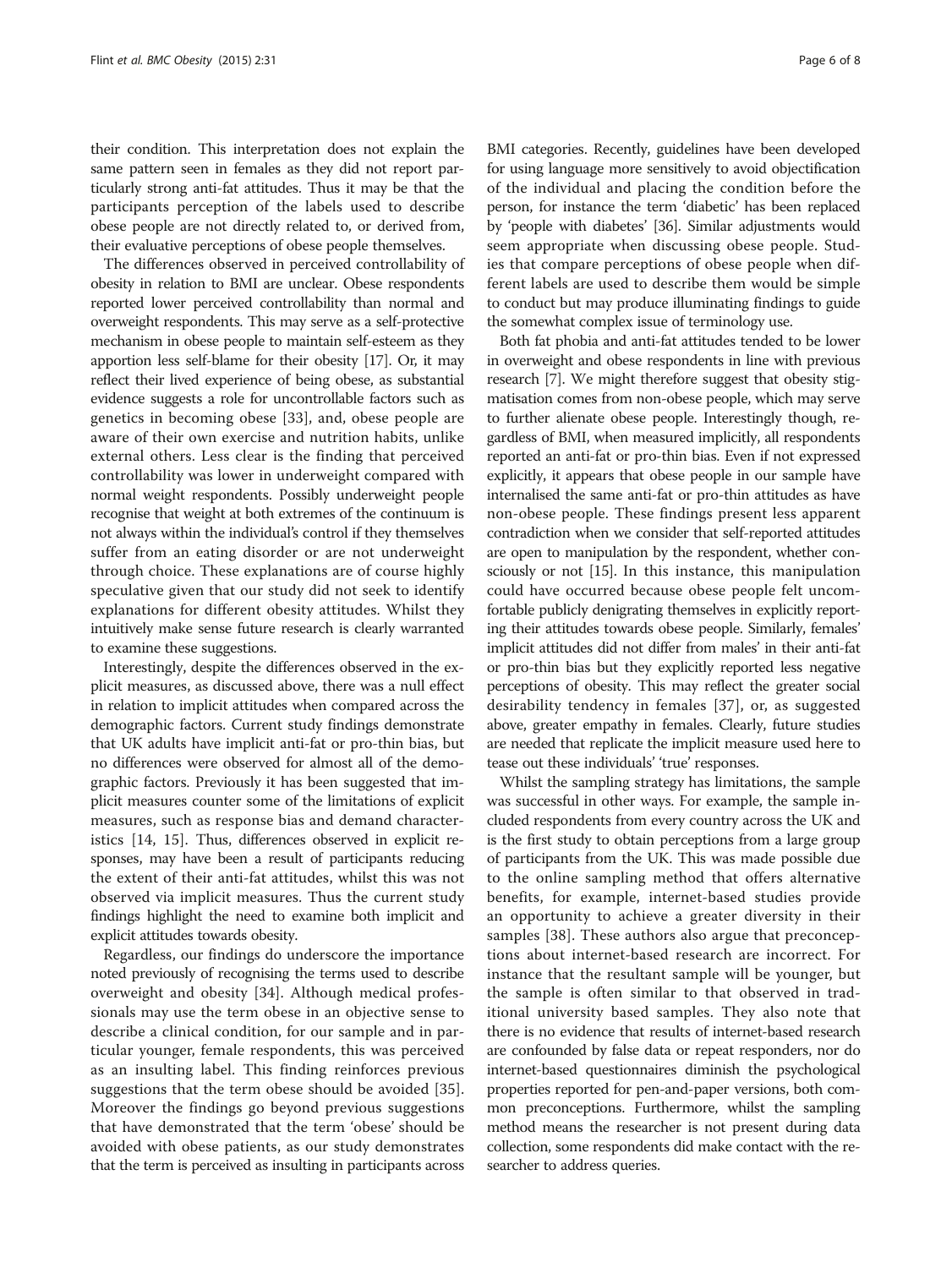their condition. This interpretation does not explain the same pattern seen in females as they did not report particularly strong anti-fat attitudes. Thus it may be that the participants perception of the labels used to describe obese people are not directly related to, or derived from, their evaluative perceptions of obese people themselves.

The differences observed in perceived controllability of obesity in relation to BMI are unclear. Obese respondents reported lower perceived controllability than normal and overweight respondents. This may serve as a self-protective mechanism in obese people to maintain self-esteem as they apportion less self-blame for their obesity [17]. Or, it may reflect their lived experience of being obese, as substantial evidence suggests a role for uncontrollable factors such as genetics in becoming obese [33], and, obese people are aware of their own exercise and nutrition habits, unlike external others. Less clear is the finding that perceived controllability was lower in underweight compared with normal weight respondents. Possibly underweight people recognise that weight at both extremes of the continuum is not always within the individual's control if they themselves suffer from an eating disorder or are not underweight through choice. These explanations are of course highly speculative given that our study did not seek to identify explanations for different obesity attitudes. Whilst they intuitively make sense future research is clearly warranted to examine these suggestions.

Interestingly, despite the differences observed in the explicit measures, as discussed above, there was a null effect in relation to implicit attitudes when compared across the demographic factors. Current study findings demonstrate that UK adults have implicit anti-fat or pro-thin bias, but no differences were observed for almost all of the demographic factors. Previously it has been suggested that implicit measures counter some of the limitations of explicit measures, such as response bias and demand characteristics [14, 15]. Thus, differences observed in explicit responses, may have been a result of participants reducing the extent of their anti-fat attitudes, whilst this was not observed via implicit measures. Thus the current study findings highlight the need to examine both implicit and explicit attitudes towards obesity.

Regardless, our findings do underscore the importance noted previously of recognising the terms used to describe overweight and obesity [34]. Although medical professionals may use the term obese in an objective sense to describe a clinical condition, for our sample and in particular younger, female respondents, this was perceived as an insulting label. This finding reinforces previous suggestions that the term obese should be avoided [35]. Moreover the findings go beyond previous suggestions that have demonstrated that the term 'obese' should be avoided with obese patients, as our study demonstrates that the term is perceived as insulting in participants across BMI categories. Recently, guidelines have been developed for using language more sensitively to avoid objectification of the individual and placing the condition before the person, for instance the term 'diabetic' has been replaced by 'people with diabetes' [36]. Similar adjustments would seem appropriate when discussing obese people. Studies that compare perceptions of obese people when different labels are used to describe them would be simple to conduct but may produce illuminating findings to guide the somewhat complex issue of terminology use.

Both fat phobia and anti-fat attitudes tended to be lower in overweight and obese respondents in line with previous research [7]. We might therefore suggest that obesity stigmatisation comes from non-obese people, which may serve to further alienate obese people. Interestingly though, regardless of BMI, when measured implicitly, all respondents reported an anti-fat or pro-thin bias. Even if not expressed explicitly, it appears that obese people in our sample have internalised the same anti-fat or pro-thin attitudes as have non-obese people. These findings present less apparent contradiction when we consider that self-reported attitudes are open to manipulation by the respondent, whether consciously or not [15]. In this instance, this manipulation could have occurred because obese people felt uncomfortable publicly denigrating themselves in explicitly reporting their attitudes towards obese people. Similarly, females' implicit attitudes did not differ from males' in their anti-fat or pro-thin bias but they explicitly reported less negative perceptions of obesity. This may reflect the greater social desirability tendency in females [37], or, as suggested above, greater empathy in females. Clearly, future studies are needed that replicate the implicit measure used here to tease out these individuals' 'true' responses.

Whilst the sampling strategy has limitations, the sample was successful in other ways. For example, the sample included respondents from every country across the UK and is the first study to obtain perceptions from a large group of participants from the UK. This was made possible due to the online sampling method that offers alternative benefits, for example, internet-based studies provide an opportunity to achieve a greater diversity in their samples [38]. These authors also argue that preconceptions about internet-based research are incorrect. For instance that the resultant sample will be younger, but the sample is often similar to that observed in traditional university based samples. They also note that there is no evidence that results of internet-based research are confounded by false data or repeat responders, nor do internet-based questionnaires diminish the psychological properties reported for pen-and-paper versions, both common preconceptions. Furthermore, whilst the sampling method means the researcher is not present during data collection, some respondents did make contact with the researcher to address queries.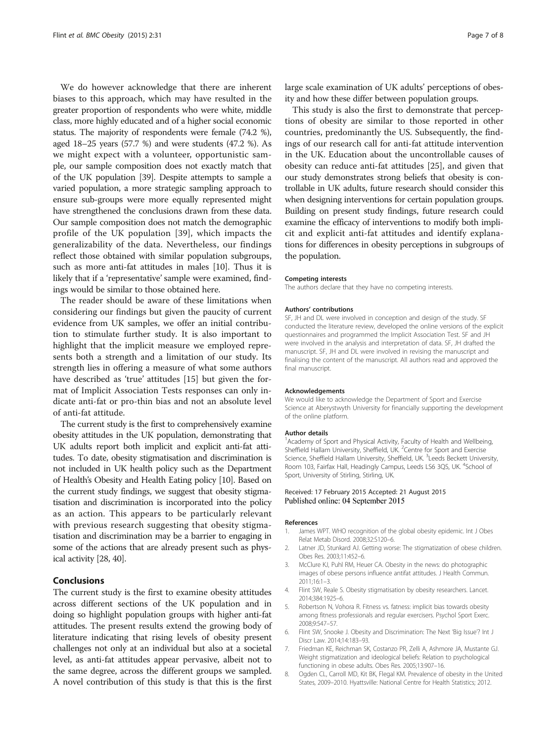We do however acknowledge that there are inherent biases to this approach, which may have resulted in the greater proportion of respondents who were white, middle class, more highly educated and of a higher social economic status. The majority of respondents were female (74.2 %), aged 18–25 years (57.7 %) and were students (47.2 %). As we might expect with a volunteer, opportunistic sample, our sample composition does not exactly match that of the UK population [39]. Despite attempts to sample a varied population, a more strategic sampling approach to ensure sub-groups were more equally represented might have strengthened the conclusions drawn from these data. Our sample composition does not match the demographic profile of the UK population [39], which impacts the generalizability of the data. Nevertheless, our findings reflect those obtained with similar population subgroups, such as more anti-fat attitudes in males [10]. Thus it is likely that if a 'representative' sample were examined, findings would be similar to those obtained here.

The reader should be aware of these limitations when considering our findings but given the paucity of current evidence from UK samples, we offer an initial contribution to stimulate further study. It is also important to highlight that the implicit measure we employed represents both a strength and a limitation of our study. Its strength lies in offering a measure of what some authors have described as 'true' attitudes [15] but given the format of Implicit Association Tests responses can only indicate anti-fat or pro-thin bias and not an absolute level of anti-fat attitude.

The current study is the first to comprehensively examine obesity attitudes in the UK population, demonstrating that UK adults report both implicit and explicit anti-fat attitudes. To date, obesity stigmatisation and discrimination is not included in UK health policy such as the Department of Health's Obesity and Health Eating policy [10]. Based on the current study findings, we suggest that obesity stigmatisation and discrimination is incorporated into the policy as an action. This appears to be particularly relevant with previous research suggesting that obesity stigmatisation and discrimination may be a barrier to engaging in some of the actions that are already present such as physical activity [28, 40].

## Conclusions

The current study is the first to examine obesity attitudes across different sections of the UK population and in doing so highlight population groups with higher anti-fat attitudes. The present results extend the growing body of literature indicating that rising levels of obesity present challenges not only at an individual but also at a societal level, as anti-fat attitudes appear pervasive, albeit not to the same degree, across the different groups we sampled. A novel contribution of this study is that this is the first large scale examination of UK adults' perceptions of obesity and how these differ between population groups.

This study is also the first to demonstrate that perceptions of obesity are similar to those reported in other countries, predominantly the US. Subsequently, the findings of our research call for anti-fat attitude intervention in the UK. Education about the uncontrollable causes of obesity can reduce anti-fat attitudes [25], and given that our study demonstrates strong beliefs that obesity is controllable in UK adults, future research should consider this when designing interventions for certain population groups. Building on present study findings, future research could examine the efficacy of interventions to modify both implicit and explicit anti-fat attitudes and identify explanations for differences in obesity perceptions in subgroups of the population.

#### Competing interests

The authors declare that they have no competing interests.

#### Authors' contributions

SF, JH and DL were involved in conception and design of the study. SF conducted the literature review, developed the online versions of the explicit questionnaires and programmed the Implicit Association Test. SF and JH were involved in the analysis and interpretation of data. SF, JH drafted the manuscript. SF, JH and DL were involved in revising the manuscript and finalising the content of the manuscript. All authors read and approved the final manuscript.

#### Acknowledgements

We would like to acknowledge the Department of Sport and Exercise Science at Aberystwyth University for financially supporting the development of the online platform.

#### Author details

[1]Academy of Sport and Physical Activity, Faculty of Health and Wellbeing, Sheffield Hallam University, Sheffield, UK. [2]Centre for Sport and Exercise Science, Sheffield Hallam University, Sheffield, UK. [3]Leeds Beckett University, Room 103, Fairfax Hall, Headingly Campus, Leeds LS6 3QS, UK. [4]School of Sport, University of Stirling, Stirling, UK.

Received: 17 February 2015 Accepted: 21 August 2015
Published online: 04 September 2015

#### References

1. James WPT. WHO recognition of the global obesity epidemic. Int J Obes Relat Metab Disord. 2008;32:S120–6.
2. Latner JD, Stunkard AJ. Getting worse: The stigmatization of obese children. Obes Res. 2003;11:452–6.
3. McClure KJ, Puhl RM, Heuer CA. Obesity in the news: do photographic images of obese persons influence antifat attitudes. J Health Commun. 2011;16:1–3.
4. Flint SW, Reale S. Obesity stigmatisation by obesity researchers. Lancet. 2014;384:1925–6.
5. Robertson N, Vohora R. Fitness vs. fatness: implicit bias towards obesity among fitness professionals and regular exercisers. Psychol Sport Exerc. 2008;9:547–57.
6. Flint SW, Snooke J. Obesity and Discrimination: The Next 'Big Issue'? Int J Discr Law. 2014;14:183–93.
7. Friedman KE, Reichman SK, Costanzo PR, Zelli A, Ashmore JA, Mustante GJ. Weight stigmatization and ideological beliefs: Relation to psychological functioning in obese adults. Obes Res. 2005;13:907–16.
8. Ogden CL, Carroll MD, Kit BK, Flegal KM. Prevalence of obesity in the United States, 2009–2010. Hyattsville: National Centre for Health Statistics; 2012.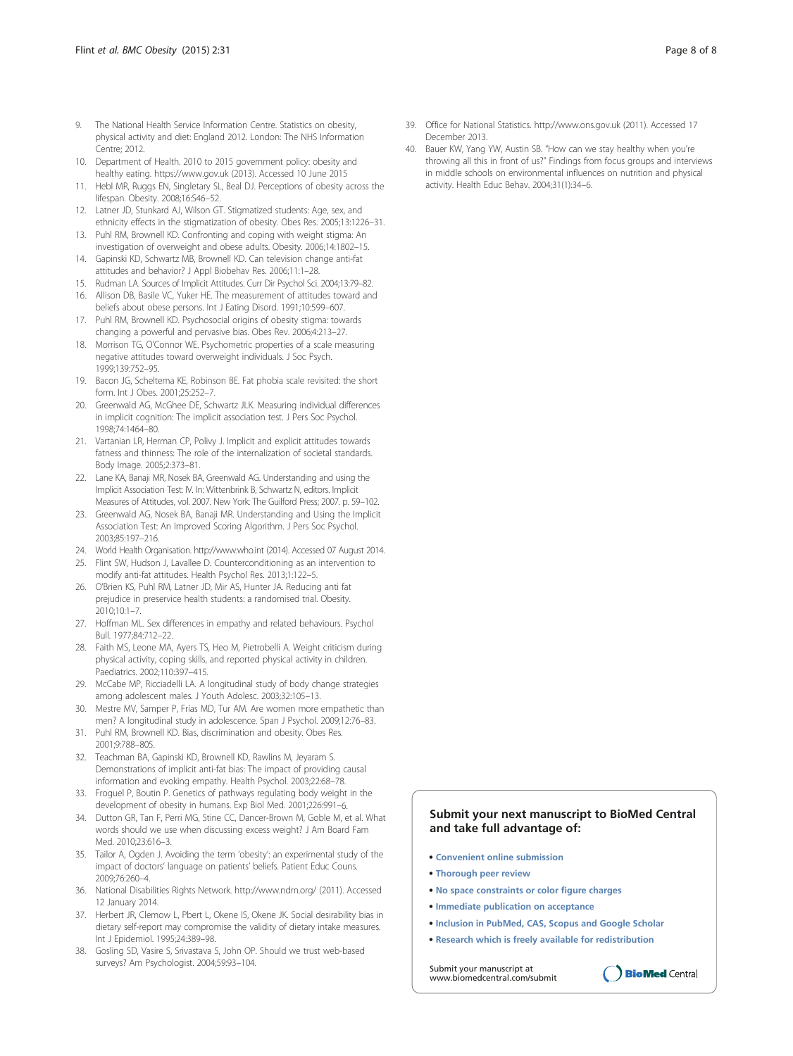9. The National Health Service Information Centre. Statistics on obesity, physical activity and diet: England 2012. London: The NHS Information Centre; 2012.
10. Department of Health. 2010 to 2015 government policy: obesity and healthy eating. https://www.gov.uk (2013). Accessed 10 June 2015
11. Hebl MR, Ruggs EN, Singletary SL, Beal DJ. Perceptions of obesity across the lifespan. Obesity. 2008;16:S46–52.
12. Latner JD, Stunkard AJ, Wilson GT. Stigmatized students: Age, sex, and ethnicity effects in the stigmatization of obesity. Obes Res. 2005;13:1226–31.
13. Puhl RM, Brownell KD. Confronting and coping with weight stigma: An investigation of overweight and obese adults. Obesity. 2006;14:1802–15.
14. Gapinski KD, Schwartz MB, Brownell KD. Can television change anti-fat attitudes and behavior? J Appl Biobehav Res. 2006;11:1–28.
15. Rudman LA. Sources of Implicit Attitudes. Curr Dir Psychol Sci. 2004;13:79–82.
16. Allison DB, Basile VC, Yuker HE. The measurement of attitudes toward and beliefs about obese persons. Int J Eating Disord. 1991;10:599–607.
17. Puhl RM, Brownell KD. Psychosocial origins of obesity stigma: towards changing a powerful and pervasive bias. Obes Rev. 2006;4:213–27.
18. Morrison TG, O'Connor WE. Psychometric properties of a scale measuring negative attitudes toward overweight individuals. J Soc Psych. 1999;139:752–95.
19. Bacon JG, Scheltema KE, Robinson BE. Fat phobia scale revisited: the short form. Int J Obes. 2001;25:252–7.
20. Greenwald AG, McGhee DE, Schwartz JLK. Measuring individual differences in implicit cognition: The implicit association test. J Pers Soc Psychol. 1998;74:1464–80.
21. Vartanian LR, Herman CP, Polivy J. Implicit and explicit attitudes towards fatness and thinness: The role of the internalization of societal standards. Body Image. 2005;2:373–81.
22. Lane KA, Banaji MR, Nosek BA, Greenwald AG. Understanding and using the Implicit Association Test: IV. In: Wittenbrink B, Schwartz N, editors. Implicit Measures of Attitudes, vol. 2007. New York: The Guilford Press; 2007. p. 59–102.
23. Greenwald AG, Nosek BA, Banaji MR. Understanding and Using the Implicit Association Test: An Improved Scoring Algorithm. J Pers Soc Psychol. 2003;85:197–216.
24. World Health Organisation. http://www.who.int (2014). Accessed 07 August 2014.
25. Flint SW, Hudson J, Lavallee D. Counterconditioning as an intervention to modify anti-fat attitudes. Health Psychol Res. 2013;1:122–5.
26. O'Brien KS, Puhl RM, Latner JD, Mir AS, Hunter JA. Reducing anti fat prejudice in preservice health students: a randomised trial. Obesity. 2010;10:1–7.
27. Hoffman ML. Sex differences in empathy and related behaviours. Psychol Bull. 1977;84:712–22.
28. Faith MS, Leone MA, Ayers TS, Heo M, Pietrobelli A. Weight criticism during physical activity, coping skills, and reported physical activity in children. Paediatrics. 2002;110:397–415.
29. McCabe MP, Ricciadelli LA. A longitudinal study of body change strategies among adolescent males. J Youth Adolesc. 2003;32:105–13.
30. Mestre MV, Samper P, Frías MD, Tur AM. Are women more empathetic than men? A longitudinal study in adolescence. Span J Psychol. 2009;12:76–83.
31. Puhl RM, Brownell KD. Bias, discrimination and obesity. Obes Res. 2001;9:788–805.
32. Teachman BA, Gapinski KD, Brownell KD, Rawlins M, Jeyaram S. Demonstrations of implicit anti-fat bias: The impact of providing causal information and evoking empathy. Health Psychol. 2003;22:68–78.
33. Froguel P, Boutin P. Genetics of pathways regulating body weight in the development of obesity in humans. Exp Biol Med. 2001;226:991–6.
34. Dutton GR, Tan F, Perri MG, Stine CC, Dancer-Brown M, Goble M, et al. What words should we use when discussing excess weight? J Am Board Fam Med. 2010;23:616–3.
35. Tailor A, Ogden J. Avoiding the term 'obesity': an experimental study of the impact of doctors' language on patients' beliefs. Patient Educ Couns. 2009;76:260–4.
36. National Disabilities Rights Network. http://www.ndrn.org/ (2011). Accessed 12 January 2014.
37. Herbert JR, Clemow L, Pbert L, Okene IS, Okene JK. Social desirability bias in dietary self-report may compromise the validity of dietary intake measures. Int J Epidemiol. 1995;24:389–98.
38. Gosling SD, Vasire S, Srivastava S, John OP. Should we trust web-based surveys? Am Psychologist. 2004;59:93–104.
39. Office for National Statistics. http://www.ons.gov.uk (2011). Accessed 17 December 2013.
40. Bauer KW, Yang YW, Austin SB. "How can we stay healthy when you're throwing all this in front of us?" Findings from focus groups and interviews in middle schools on environmental influences on nutrition and physical activity. Health Educ Behav. 2004;31(1):34–6.

**Submit your next manuscript to BioMed Central and take full advantage of:**

- **Convenient online submission**
- **Thorough peer review**
- **No space constraints or color figure charges**
- **Immediate publication on acceptance**
- **Inclusion in PubMed, CAS, Scopus and Google Scholar**
- **Research which is freely available for redistribution**

Submit your manuscript at
www.biomedcentral.com/submit

BioMed Central